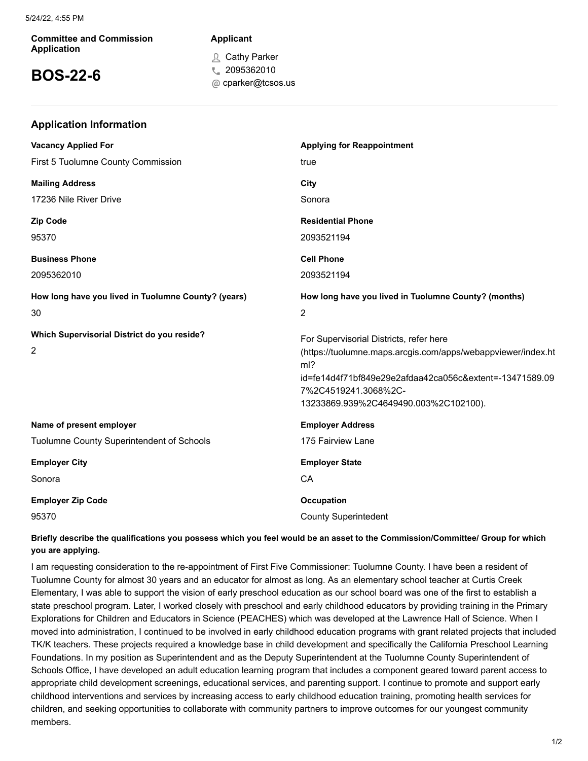**Committee and Commission Application**

# BOS-22-6

**Applicant**

Cathy Parker
2095362010
cparker@tcsos.us

## Application Information

**Vacancy Applied For**
First 5 Tuolumne County Commission

**Applying for Reappointment**
true

**Mailing Address**
17236 Nile River Drive

**City**
Sonora

**Zip Code**
95370

**Residential Phone**
2093521194

**Business Phone**
2095362010

**Cell Phone**
2093521194

**How long have you lived in Tuolumne County? (years)**
30

**How long have you lived in Tuolumne County? (months)**
2

**Which Supervisorial District do you reside?**
2

For Supervisorial Districts, refer here (https://tuolumne.maps.arcgis.com/apps/webappviewer/index.html?id=fe14d4f71bf849e29e2afdaa42ca056c&extent=-13471589.097%2C4519241.3068%2C-13233869.939%2C4649490.003%2C102100).

**Name of present employer**
Tuolumne County Superintendent of Schools

**Employer Address**
175 Fairview Lane

**Employer City**
Sonora

**Employer State**
CA

**Employer Zip Code**
95370

**Occupation**
County Superintedent

**Briefly describe the qualifications you possess which you feel would be an asset to the Commission/Committee/ Group for which you are applying.**

I am requesting consideration to the re-appointment of First Five Commissioner: Tuolumne County. I have been a resident of Tuolumne County for almost 30 years and an educator for almost as long. As an elementary school teacher at Curtis Creek Elementary, I was able to support the vision of early preschool education as our school board was one of the first to establish a state preschool program. Later, I worked closely with preschool and early childhood educators by providing training in the Primary Explorations for Children and Educators in Science (PEACHES) which was developed at the Lawrence Hall of Science. When I moved into administration, I continued to be involved in early childhood education programs with grant related projects that included TK/K teachers. These projects required a knowledge base in child development and specifically the California Preschool Learning Foundations. In my position as Superintendent and as the Deputy Superintendent at the Tuolumne County Superintendent of Schools Office, I have developed an adult education learning program that includes a component geared toward parent access to appropriate child development screenings, educational services, and parenting support. I continue to promote and support early childhood interventions and services by increasing access to early childhood education training, promoting health services for children, and seeking opportunities to collaborate with community partners to improve outcomes for our youngest community members.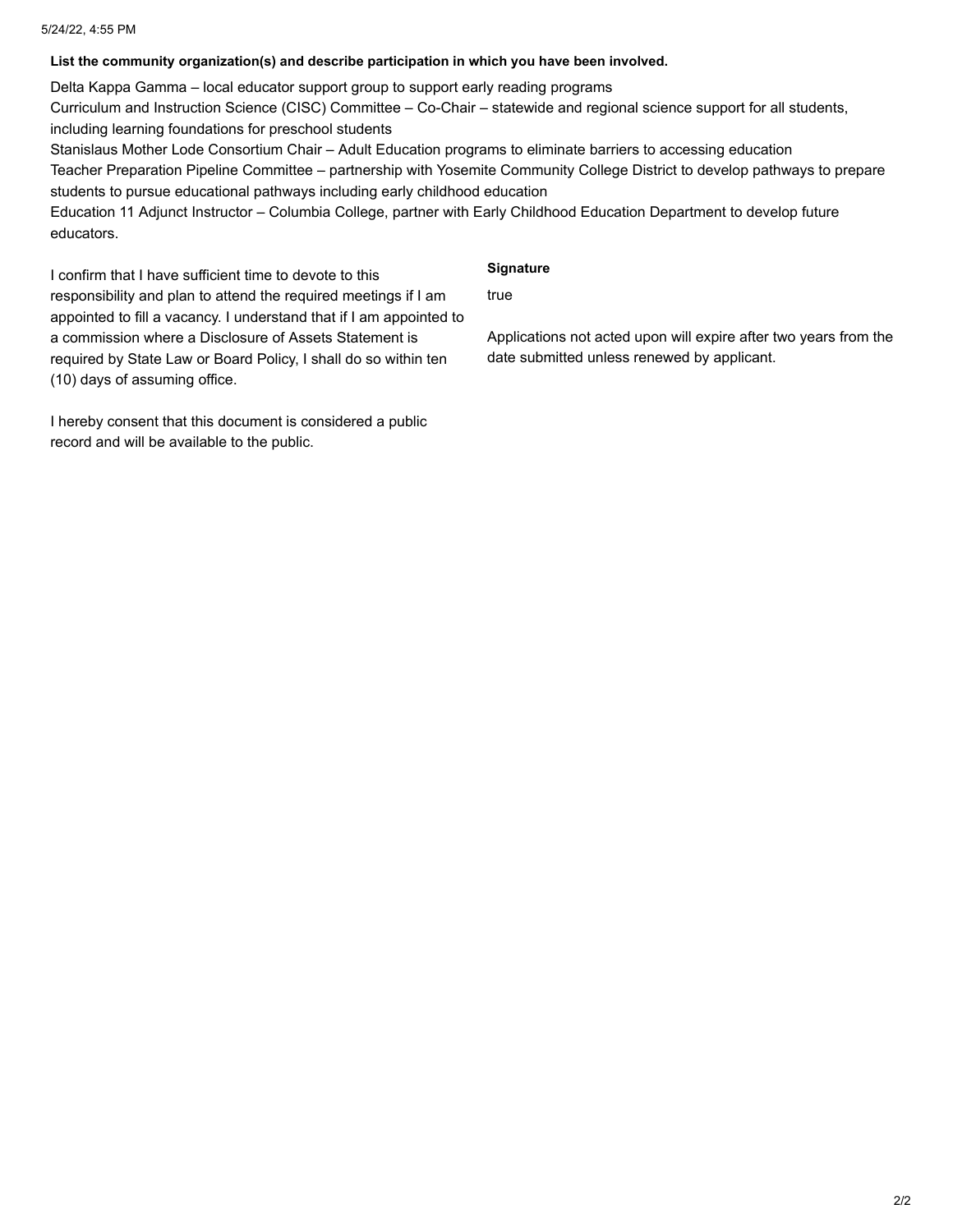**List the community organization(s) and describe participation in which you have been involved.**

Delta Kappa Gamma – local educator support group to support early reading programs
Curriculum and Instruction Science (CISC) Committee – Co-Chair – statewide and regional science support for all students, including learning foundations for preschool students
Stanislaus Mother Lode Consortium Chair – Adult Education programs to eliminate barriers to accessing education
Teacher Preparation Pipeline Committee – partnership with Yosemite Community College District to develop pathways to prepare students to pursue educational pathways including early childhood education
Education 11 Adjunct Instructor – Columbia College, partner with Early Childhood Education Department to develop future educators.

I confirm that I have sufficient time to devote to this responsibility and plan to attend the required meetings if I am appointed to fill a vacancy. I understand that if I am appointed to a commission where a Disclosure of Assets Statement is required by State Law or Board Policy, I shall do so within ten (10) days of assuming office.

I hereby consent that this document is considered a public record and will be available to the public.

**Signature**

true

Applications not acted upon will expire after two years from the date submitted unless renewed by applicant.